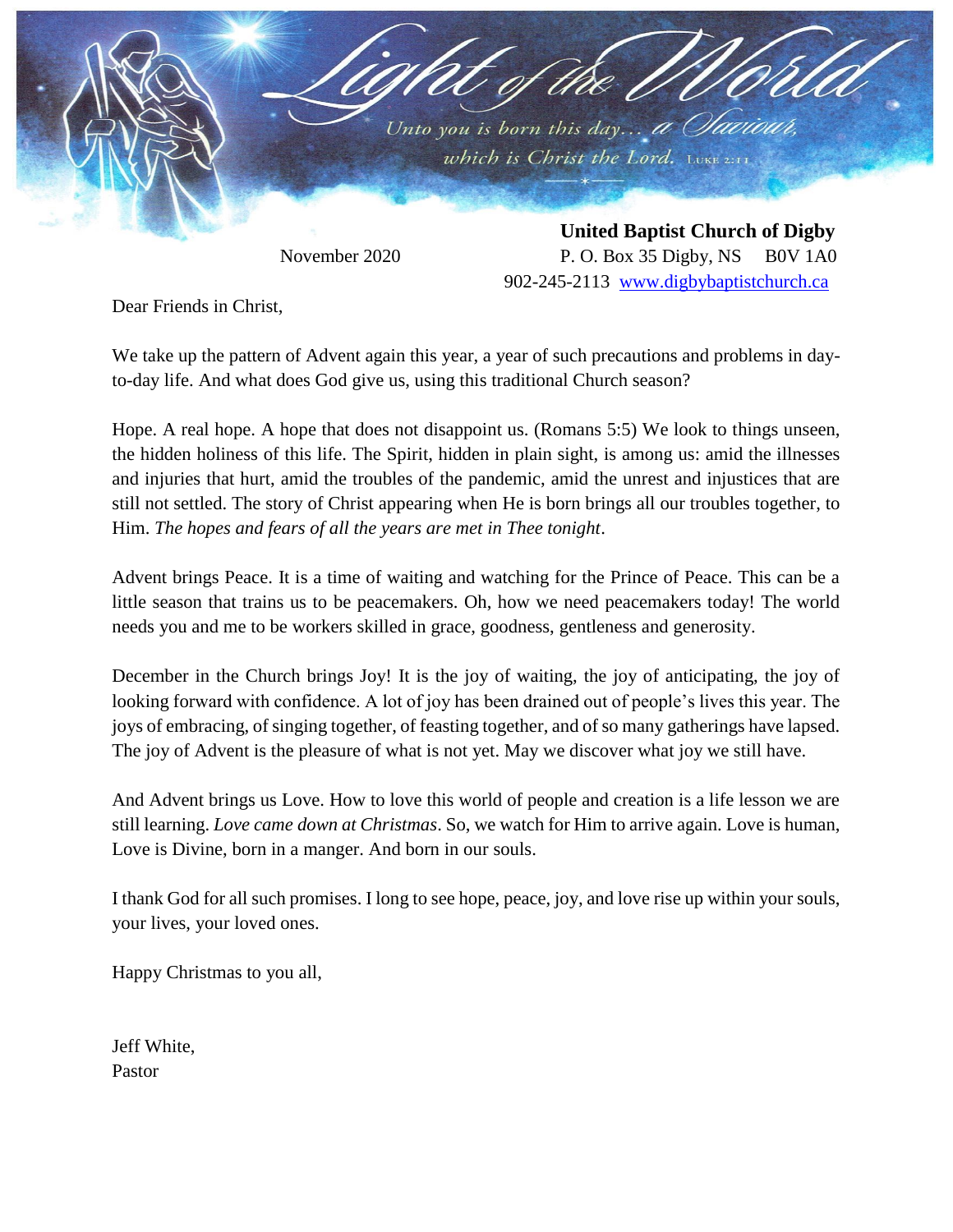# Light of the World

*Unto you is born this day... a Saviour, which is Christ the Lord.* Luke 2:11

**United Baptist Church of Digby**

November 2020

P. O. Box 35 Digby, NS B0V 1A0

902-245-2113 [www.digbybaptistchurch.ca](http://www.digbybaptistchurch.ca)

Dear Friends in Christ,

We take up the pattern of Advent again this year, a year of such precautions and problems in day-to-day life. And what does God give us, using this traditional Church season?

Hope. A real hope. A hope that does not disappoint us. (Romans 5:5) We look to things unseen, the hidden holiness of this life. The Spirit, hidden in plain sight, is among us: amid the illnesses and injuries that hurt, amid the troubles of the pandemic, amid the unrest and injustices that are still not settled. The story of Christ appearing when He is born brings all our troubles together, to Him. *The hopes and fears of all the years are met in Thee tonight*.

Advent brings Peace. It is a time of waiting and watching for the Prince of Peace. This can be a little season that trains us to be peacemakers. Oh, how we need peacemakers today! The world needs you and me to be workers skilled in grace, goodness, gentleness and generosity.

December in the Church brings Joy! It is the joy of waiting, the joy of anticipating, the joy of looking forward with confidence. A lot of joy has been drained out of people's lives this year. The joys of embracing, of singing together, of feasting together, and of so many gatherings have lapsed. The joy of Advent is the pleasure of what is not yet. May we discover what joy we still have.

And Advent brings us Love. How to love this world of people and creation is a life lesson we are still learning. *Love came down at Christmas*. So, we watch for Him to arrive again. Love is human, Love is Divine, born in a manger. And born in our souls.

I thank God for all such promises. I long to see hope, peace, joy, and love rise up within your souls, your lives, your loved ones.

Happy Christmas to you all,

Jeff White,  
Pastor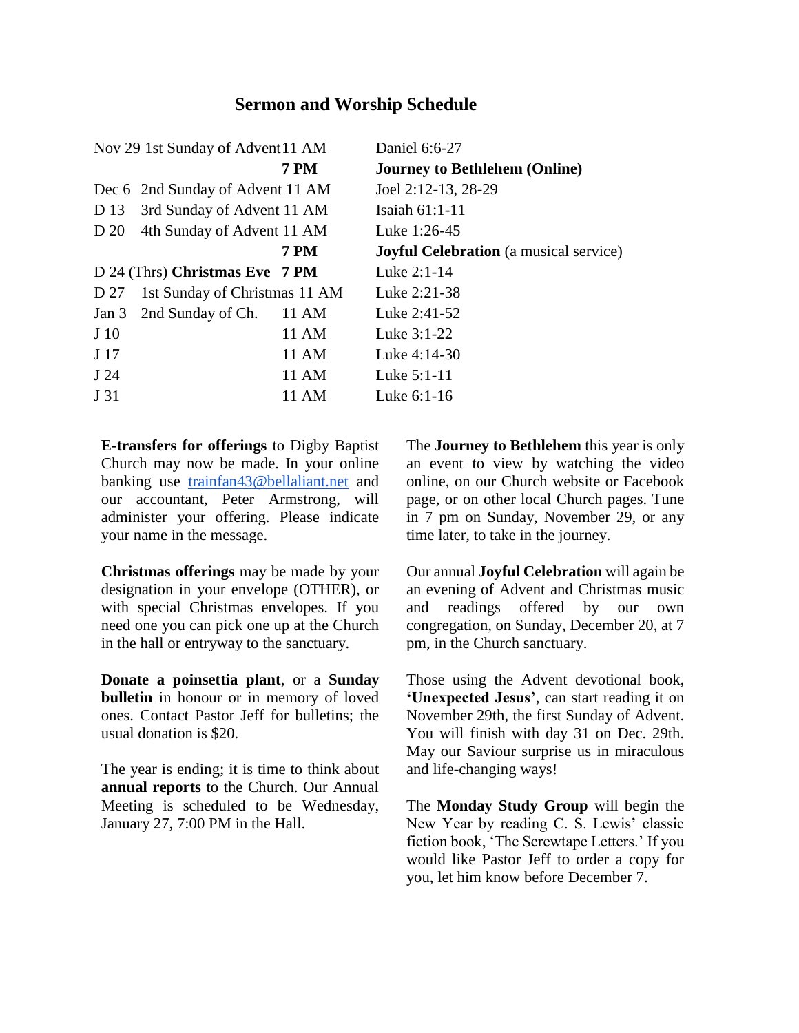## Sermon and Worship Schedule

| | | | |
|---|---|---|---|
| Nov 29 | 1st Sunday of Advent | 11 AM | Daniel 6:6-27 |
| | | **7 PM** | **Journey to Bethlehem (Online)** |
| Dec 6 | 2nd Sunday of Advent | 11 AM | Joel 2:12-13, 28-29 |
| D 13 | 3rd Sunday of Advent | 11 AM | Isaiah 61:1-11 |
| D 20 | 4th Sunday of Advent | 11 AM | Luke 1:26-45 |
| | | **7 PM** | **Joyful Celebration** (a musical service) |
| D 24 | (Thrs) **Christmas Eve** | **7 PM** | Luke 2:1-14 |
| D 27 | 1st Sunday of Christmas | 11 AM | Luke 2:21-38 |
| Jan 3 | 2nd Sunday of Ch. | 11 AM | Luke 2:41-52 |
| J 10 | | 11 AM | Luke 3:1-22 |
| J 17 | | 11 AM | Luke 4:14-30 |
| J 24 | | 11 AM | Luke 5:1-11 |
| J 31 | | 11 AM | Luke 6:1-16 |

**E-transfers for offerings** to Digby Baptist Church may now be made. In your online banking use trainfan43@bellaliant.net and our accountant, Peter Armstrong, will administer your offering. Please indicate your name in the message.

**Christmas offerings** may be made by your designation in your envelope (OTHER), or with special Christmas envelopes. If you need one you can pick one up at the Church in the hall or entryway to the sanctuary.

**Donate a poinsettia plant**, or a **Sunday bulletin** in honour or in memory of loved ones. Contact Pastor Jeff for bulletins; the usual donation is $20.

The year is ending; it is time to think about **annual reports** to the Church. Our Annual Meeting is scheduled to be Wednesday, January 27, 7:00 PM in the Hall.

The **Journey to Bethlehem** this year is only an event to view by watching the video online, on our Church website or Facebook page, or on other local Church pages. Tune in 7 pm on Sunday, November 29, or any time later, to take in the journey.

Our annual **Joyful Celebration** will again be an evening of Advent and Christmas music and readings offered by our own congregation, on Sunday, December 20, at 7 pm, in the Church sanctuary.

Those using the Advent devotional book, **'Unexpected Jesus'**, can start reading it on November 29th, the first Sunday of Advent. You will finish with day 31 on Dec. 29th. May our Saviour surprise us in miraculous and life-changing ways!

The **Monday Study Group** will begin the New Year by reading C. S. Lewis' classic fiction book, 'The Screwtape Letters.' If you would like Pastor Jeff to order a copy for you, let him know before December 7.